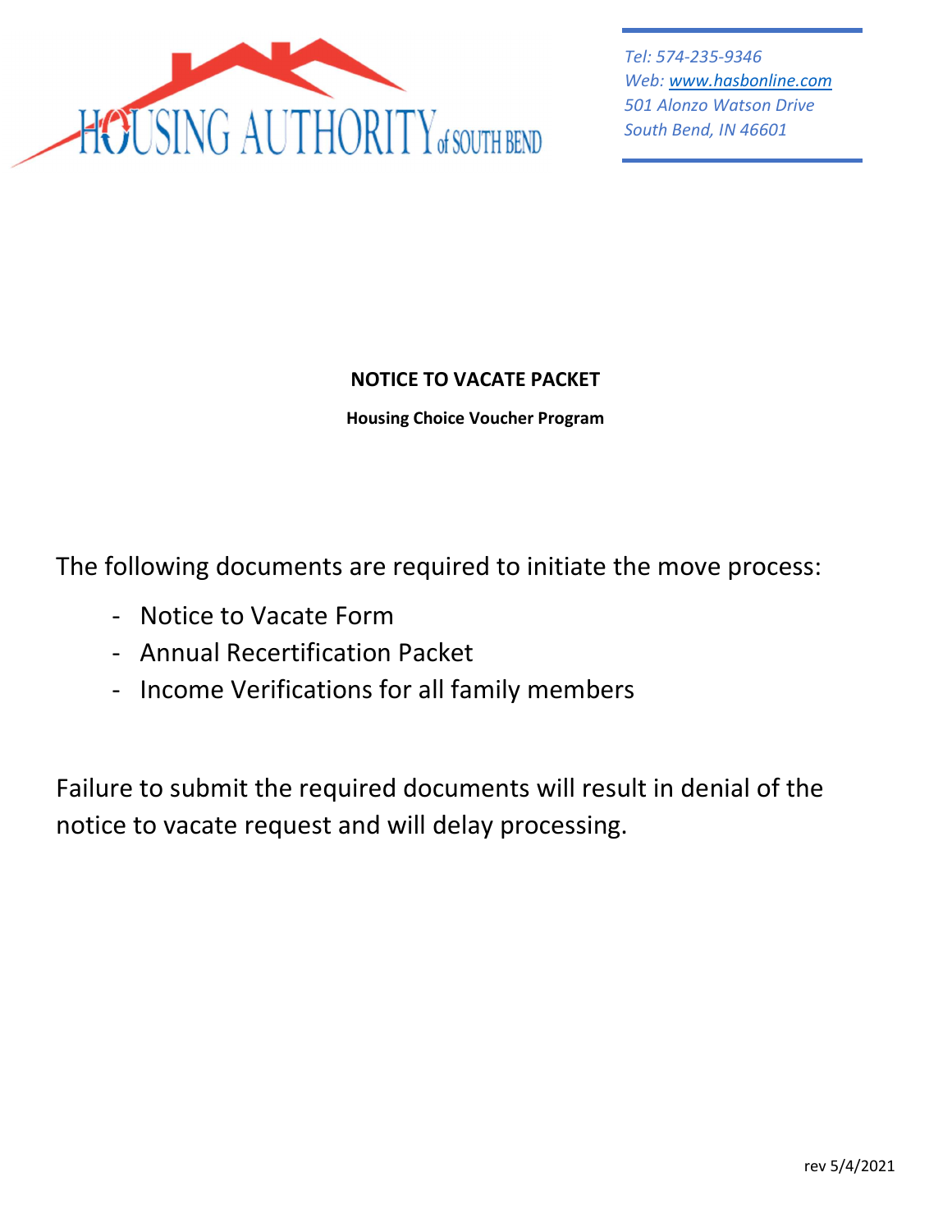HOUSING AUTHORITY of SOUTH BEND

*Tel: 574-235-9346*
*Web: [www.hasbonline.com](http://www.hasbonline.com)*
*501 Alonzo Watson Drive*
*South Bend, IN 46601*

# NOTICE TO VACATE PACKET

**Housing Choice Voucher Program**

The following documents are required to initiate the move process:

- Notice to Vacate Form
- Annual Recertification Packet
- Income Verifications for all family members

Failure to submit the required documents will result in denial of the notice to vacate request and will delay processing.

rev 5/4/2021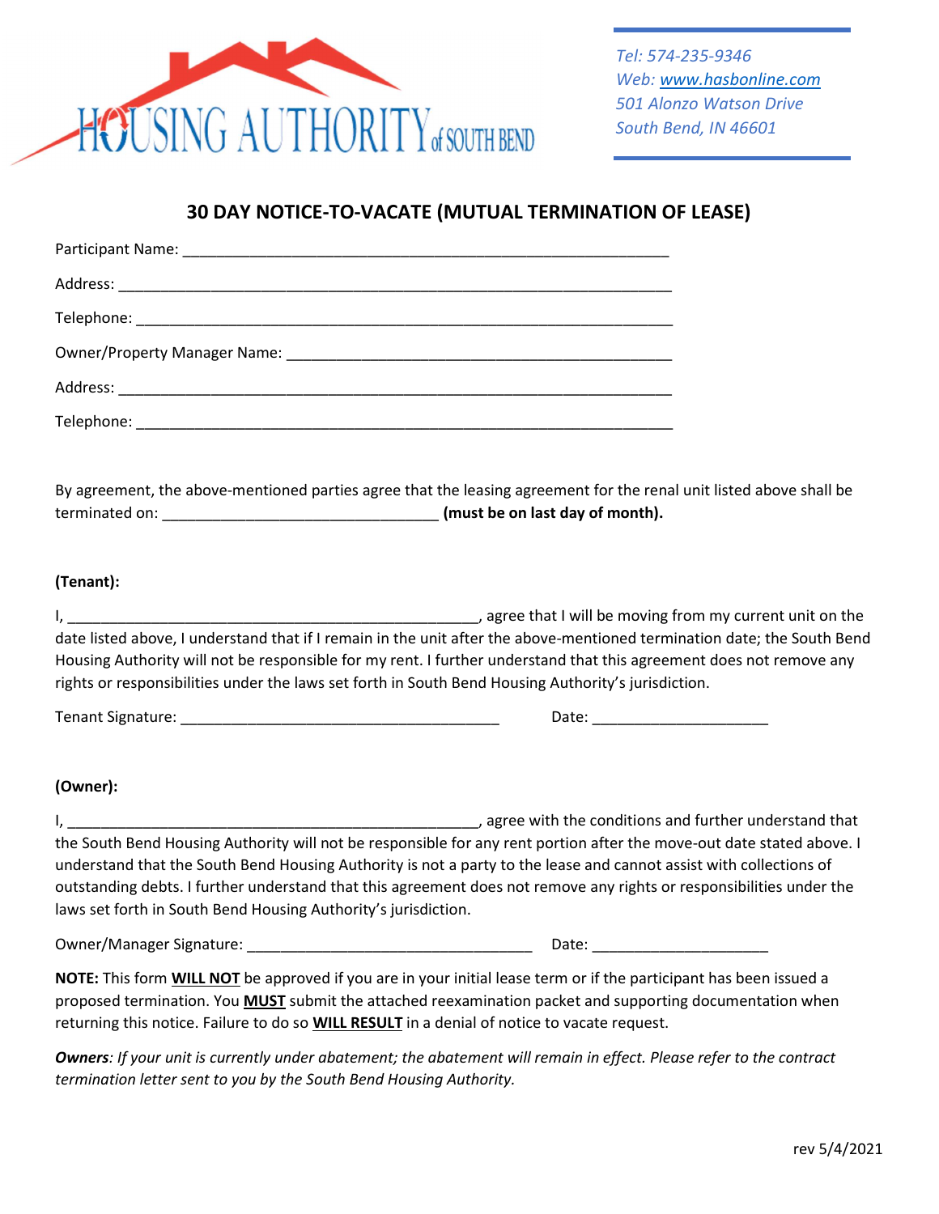HOUSING AUTHORITY of SOUTH BEND

*Tel: 574-235-9346*
*Web: [www.hasbonline.com](http://www.hasbonline.com)*
*501 Alonzo Watson Drive*
*South Bend, IN 46601*

## 30 DAY NOTICE-TO-VACATE (MUTUAL TERMINATION OF LEASE)

Participant Name: ____________________________________________________________

Address: ____________________________________________________________________

Telephone: __________________________________________________________________

Owner/Property Manager Name: ________________________________________________

Address: ____________________________________________________________________

Telephone: __________________________________________________________________

By agreement, the above-mentioned parties agree that the leasing agreement for the renal unit listed above shall be terminated on: _________________________________ **(must be on last day of month).**

**(Tenant):**

I, ____________________________________________________, agree that I will be moving from my current unit on the date listed above, I understand that if I remain in the unit after the above-mentioned termination date; the South Bend Housing Authority will not be responsible for my rent. I further understand that this agreement does not remove any rights or responsibilities under the laws set forth in South Bend Housing Authority's jurisdiction.

Tenant Signature: _______________________________________ Date: _____________________

**(Owner):**

I, ____________________________________________________, agree with the conditions and further understand that the South Bend Housing Authority will not be responsible for any rent portion after the move-out date stated above. I understand that the South Bend Housing Authority is not a party to the lease and cannot assist with collections of outstanding debts. I further understand that this agreement does not remove any rights or responsibilities under the laws set forth in South Bend Housing Authority's jurisdiction.

Owner/Manager Signature: ___________________________________ Date: _____________________

**NOTE:** This form **WILL NOT** be approved if you are in your initial lease term or if the participant has been issued a proposed termination. You **MUST** submit the attached reexamination packet and supporting documentation when returning this notice. Failure to do so **WILL RESULT** in a denial of notice to vacate request.

***Owners**: If your unit is currently under abatement; the abatement will remain in effect. Please refer to the contract termination letter sent to you by the South Bend Housing Authority.*

rev 5/4/2021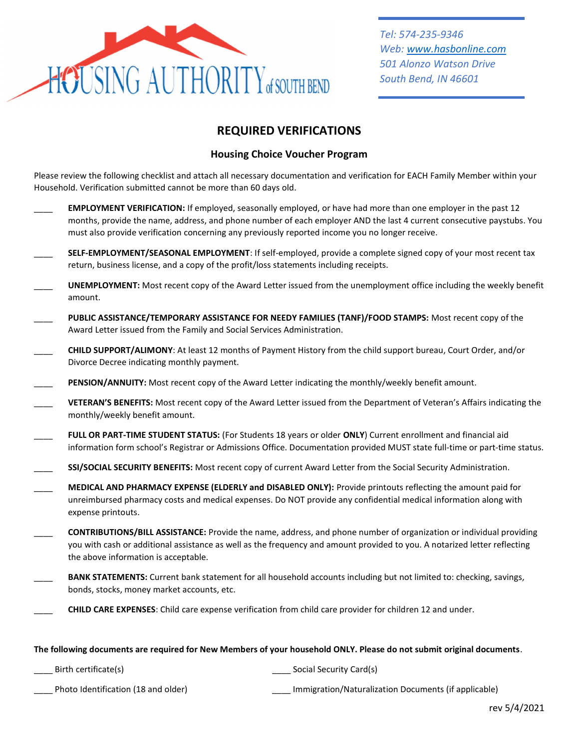HOUSING AUTHORITY of SOUTH BEND

*Tel: 574-235-9346*
*Web: [www.hasbonline.com](http://www.hasbonline.com)*
*501 Alonzo Watson Drive*
*South Bend, IN 46601*

## REQUIRED VERIFICATIONS

### Housing Choice Voucher Program

Please review the following checklist and attach all necessary documentation and verification for EACH Family Member within your Household. Verification submitted cannot be more than 60 days old.

____ **EMPLOYMENT VERIFICATION:** If employed, seasonally employed, or have had more than one employer in the past 12 months, provide the name, address, and phone number of each employer AND the last 4 current consecutive paystubs. You must also provide verification concerning any previously reported income you no longer receive.

____ **SELF-EMPLOYMENT/SEASONAL EMPLOYMENT**: If self-employed, provide a complete signed copy of your most recent tax return, business license, and a copy of the profit/loss statements including receipts.

____ **UNEMPLOYMENT:** Most recent copy of the Award Letter issued from the unemployment office including the weekly benefit amount.

____ **PUBLIC ASSISTANCE/TEMPORARY ASSISTANCE FOR NEEDY FAMILIES (TANF)/FOOD STAMPS:** Most recent copy of the Award Letter issued from the Family and Social Services Administration.

____ **CHILD SUPPORT/ALIMONY**: At least 12 months of Payment History from the child support bureau, Court Order, and/or Divorce Decree indicating monthly payment.

____ **PENSION/ANNUITY:** Most recent copy of the Award Letter indicating the monthly/weekly benefit amount.

____ **VETERAN'S BENEFITS:** Most recent copy of the Award Letter issued from the Department of Veteran's Affairs indicating the monthly/weekly benefit amount.

____ **FULL OR PART-TIME STUDENT STATUS:** (For Students 18 years or older **ONLY**) Current enrollment and financial aid information form school's Registrar or Admissions Office. Documentation provided MUST state full-time or part-time status.

____ **SSI/SOCIAL SECURITY BENEFITS:** Most recent copy of current Award Letter from the Social Security Administration.

____ **MEDICAL AND PHARMACY EXPENSE (ELDERLY and DISABLED ONLY):** Provide printouts reflecting the amount paid for unreimbursed pharmacy costs and medical expenses. Do NOT provide any confidential medical information along with expense printouts.

____ **CONTRIBUTIONS/BILL ASSISTANCE:** Provide the name, address, and phone number of organization or individual providing you with cash or additional assistance as well as the frequency and amount provided to you. A notarized letter reflecting the above information is acceptable.

____ **BANK STATEMENTS:** Current bank statement for all household accounts including but not limited to: checking, savings, bonds, stocks, money market accounts, etc.

____ **CHILD CARE EXPENSES**: Child care expense verification from child care provider for children 12 and under.

**The following documents are required for New Members of your household ONLY. Please do not submit original documents**.

____ Birth certificate(s)

____ Social Security Card(s)

____ Photo Identification (18 and older)

____ Immigration/Naturalization Documents (if applicable)

rev 5/4/2021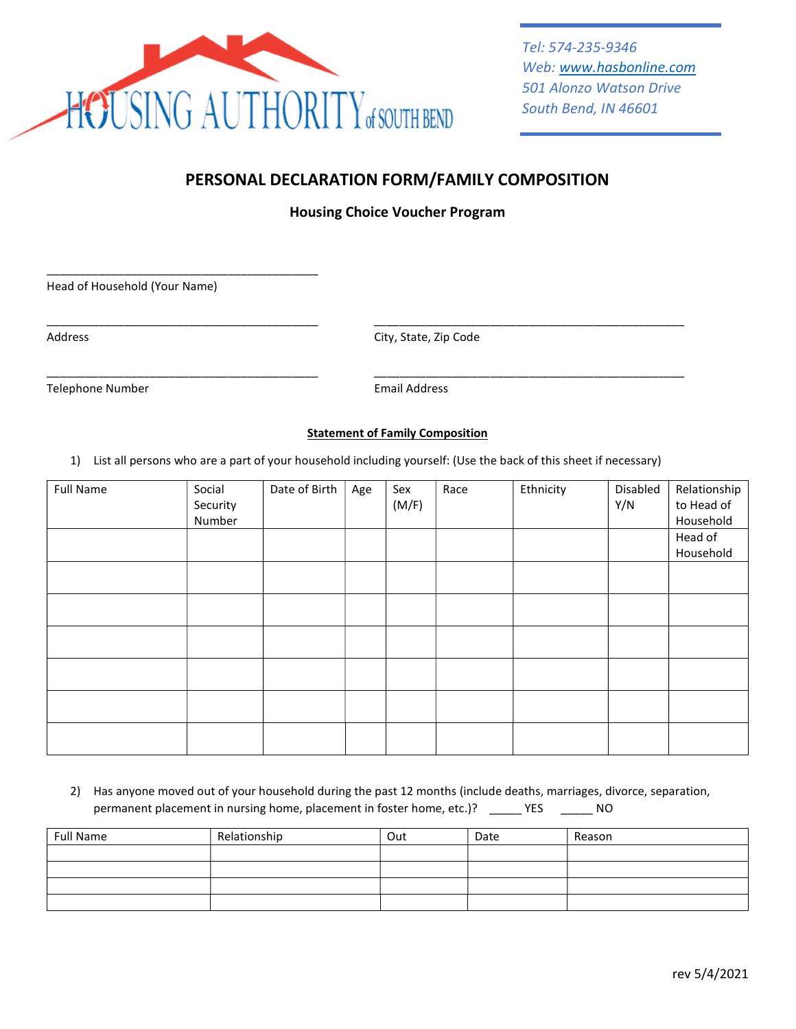HOUSING AUTHORITY of SOUTH BEND

*Tel: 574-235-9346*
*Web: www.hasbonline.com*
*501 Alonzo Watson Drive*
*South Bend, IN 46601*

## PERSONAL DECLARATION FORM/FAMILY COMPOSITION

### Housing Choice Voucher Program

___________________________________________
Head of Household (Your Name)

___________________________________________ ___________________________________________
Address City, State, Zip Code

___________________________________________ ___________________________________________
Telephone Number Email Address

**Statement of Family Composition**

1) List all persons who are a part of your household including yourself: (Use the back of this sheet if necessary)

| Full Name | Social Security Number | Date of Birth | Age | Sex (M/F) | Race | Ethnicity | Disabled Y/N | Relationship to Head of Household |
|---|---|---|---|---|---|---|---|---|
| | | | | | | | | Head of Household |
| | | | | | | | | |
| | | | | | | | | |
| | | | | | | | | |
| | | | | | | | | |
| | | | | | | | | |
| | | | | | | | | |

2) Has anyone moved out of your household during the past 12 months (include deaths, marriages, divorce, separation, permanent placement in nursing home, placement in foster home, etc.)? _____ YES _____ NO

| Full Name | Relationship | Out | Date | Reason |
|---|---|---|---|---|
| | | | | |
| | | | | |
| | | | | |
| | | | | |

rev 5/4/2021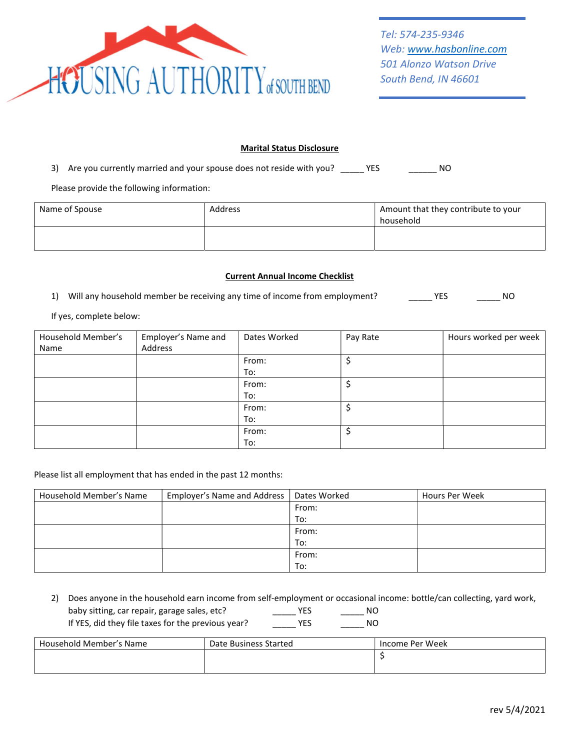HOUSING AUTHORITY of SOUTH BEND

*Tel: 574-235-9346*
*Web: www.hasbonline.com*
*501 Alonzo Watson Drive*
*South Bend, IN 46601*

**Marital Status Disclosure**

3) Are you currently married and your spouse does not reside with you? _____ YES ______ NO

Please provide the following information:

| Name of Spouse | Address | Amount that they contribute to your household |
|---|---|---|
| | | |

**Current Annual Income Checklist**

1) Will any household member be receiving any time of income from employment? _____ YES _____ NO

If yes, complete below:

| Household Member's Name | Employer's Name and Address | Dates Worked | Pay Rate | Hours worked per week |
|---|---|---|---|---|
| | | From: To: | $ | |
| | | From: To: | $ | |
| | | From: To: | $ | |
| | | From: To: | $ | |

Please list all employment that has ended in the past 12 months:

| Household Member's Name | Employer's Name and Address | Dates Worked | Hours Per Week |
|---|---|---|---|
| | | From: To: | |
| | | From: To: | |
| | | From: To: | |

2) Does anyone in the household earn income from self-employment or occasional income: bottle/can collecting, yard work, baby sitting, car repair, garage sales, etc? _____ YES _____ NO
If YES, did they file taxes for the previous year? _____ YES _____ NO

| Household Member's Name | Date Business Started | Income Per Week |
|---|---|---|
| | | $ |

rev 5/4/2021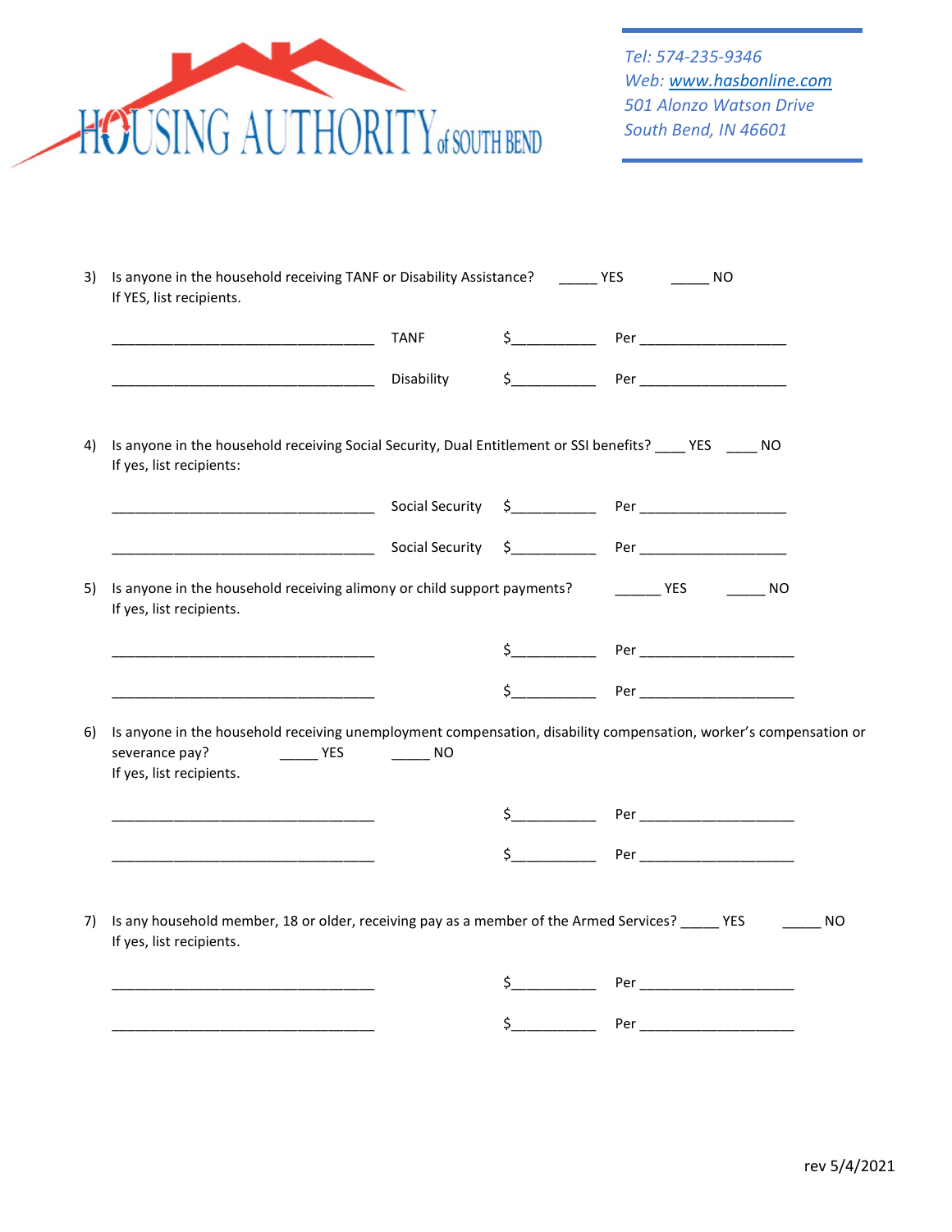Tel: 574-235-9346
Web: www.hasbonline.com
501 Alonzo Watson Drive
South Bend, IN 46601

3) Is anyone in the household receiving TANF or Disability Assistance? _____ YES _____ NO
If YES, list recipients.

| | | | |
|---|---|---|---|
| ________________________________ | TANF | $__________ | Per __________________ |
| ________________________________ | Disability | $__________ | Per __________________ |

4) Is anyone in the household receiving Social Security, Dual Entitlement or SSI benefits? ____ YES ____ NO
If yes, list recipients:

| | | | |
|---|---|---|---|
| ________________________________ | Social Security | $__________ | Per __________________ |
| ________________________________ | Social Security | $__________ | Per __________________ |

5) Is anyone in the household receiving alimony or child support payments? ______ YES _____ NO
If yes, list recipients.

| | | |
|---|---|---|
| ________________________________ | $__________ | Per __________________ |
| ________________________________ | $__________ | Per __________________ |

6) Is anyone in the household receiving unemployment compensation, disability compensation, worker's compensation or severance pay? _____ YES _____ NO
If yes, list recipients.

| | | |
|---|---|---|
| ________________________________ | $__________ | Per __________________ |
| ________________________________ | $__________ | Per __________________ |

7) Is any household member, 18 or older, receiving pay as a member of the Armed Services? _____ YES _____ NO
If yes, list recipients.

| | | |
|---|---|---|
| ________________________________ | $__________ | Per __________________ |
| ________________________________ | $__________ | Per __________________ |

rev 5/4/2021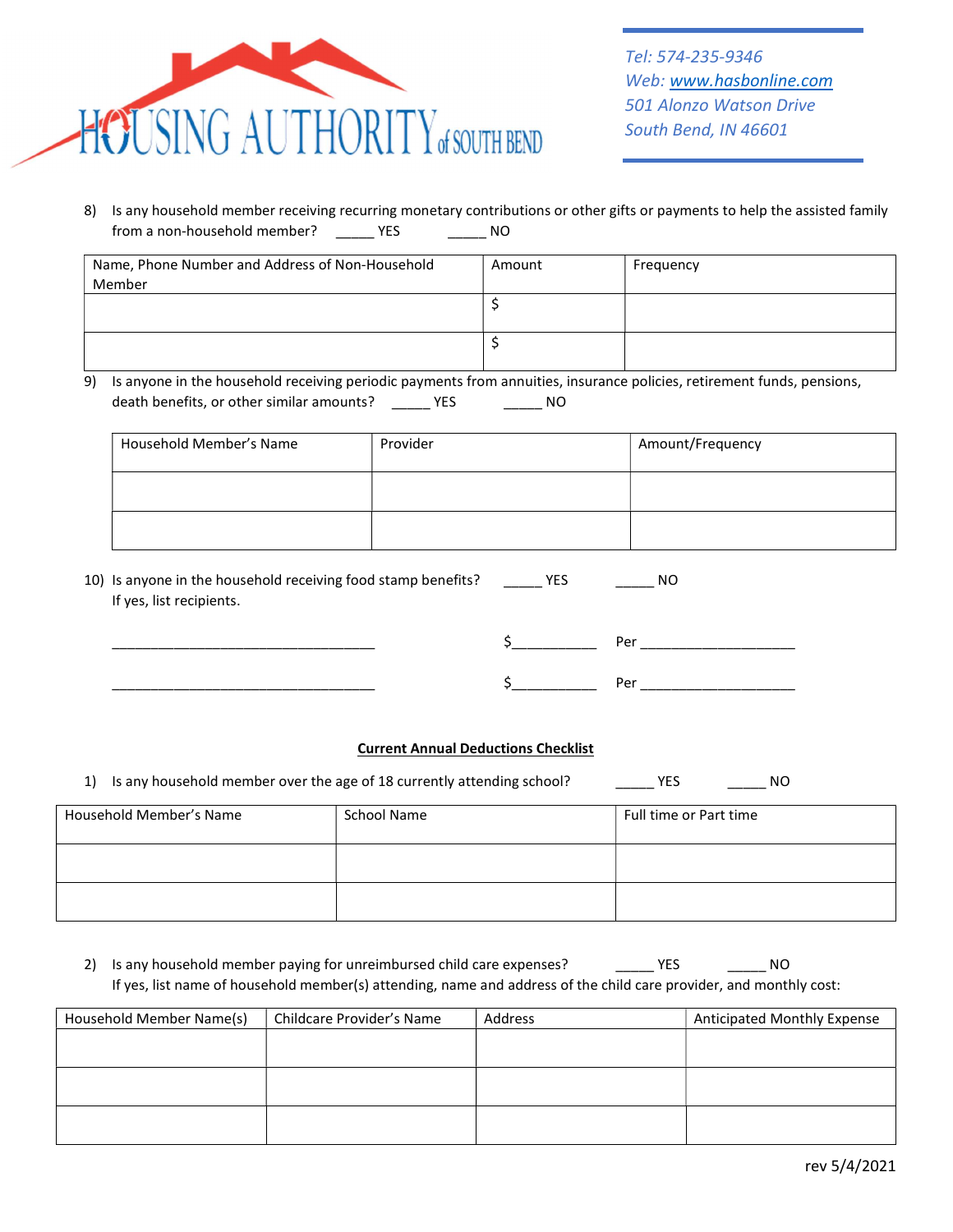**HOUSING AUTHORITY of SOUTH BEND**

*Tel: 574-235-9346*
*Web: www.hasbonline.com*
*501 Alonzo Watson Drive*
*South Bend, IN 46601*

8) Is any household member receiving recurring monetary contributions or other gifts or payments to help the assisted family from a non-household member? _____ YES _____ NO

| Name, Phone Number and Address of Non-Household Member | Amount | Frequency |
|---|---|---|
| | $ | |
| | $ | |

9) Is anyone in the household receiving periodic payments from annuities, insurance policies, retirement funds, pensions, death benefits, or other similar amounts? _____ YES _____ NO

| Household Member's Name | Provider | Amount/Frequency |
|---|---|---|
| | | |
| | | |

10) Is anyone in the household receiving food stamp benefits? _____ YES _____ NO
If yes, list recipients.

___________________________________ $___________ Per _____________________

___________________________________ $___________ Per _____________________

**Current Annual Deductions Checklist**

1) Is any household member over the age of 18 currently attending school? _____ YES _____ NO

| Household Member's Name | School Name | Full time or Part time |
|---|---|---|
| | | |
| | | |

2) Is any household member paying for unreimbursed child care expenses? _____ YES _____ NO
If yes, list name of household member(s) attending, name and address of the child care provider, and monthly cost:

| Household Member Name(s) | Childcare Provider's Name | Address | Anticipated Monthly Expense |
|---|---|---|---|
| | | | |
| | | | |
| | | | |

rev 5/4/2021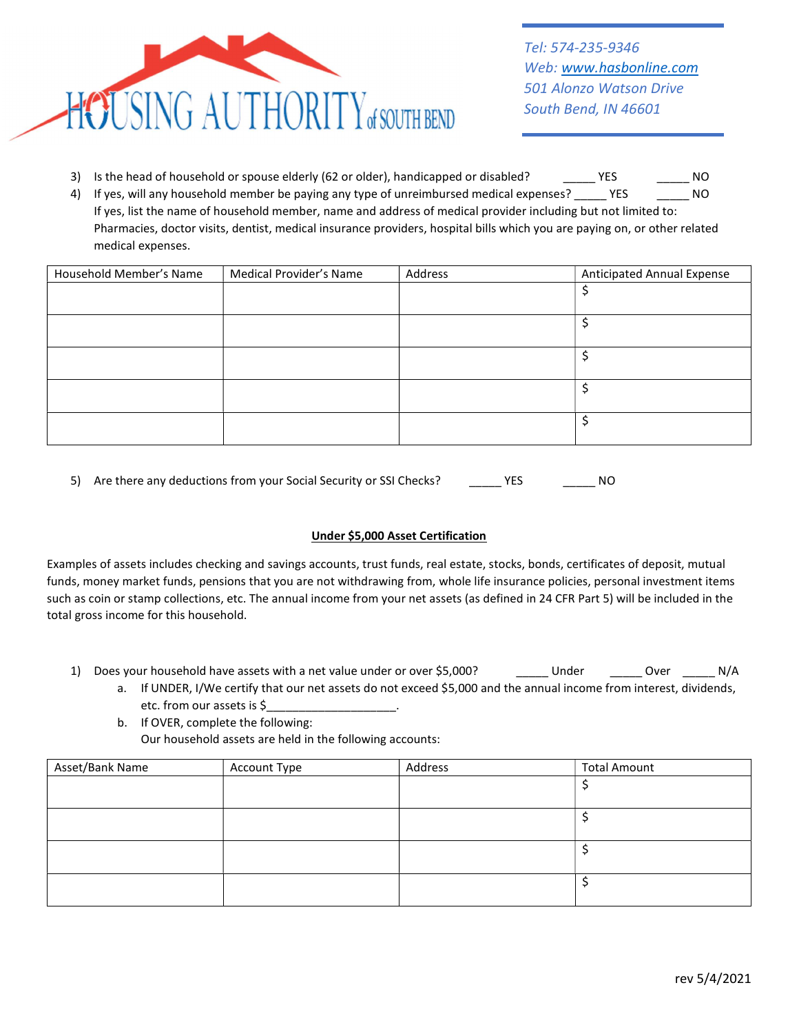HOUSING AUTHORITY of SOUTH BEND

*Tel: 574-235-9346*
*Web: www.hasbonline.com*
*501 Alonzo Watson Drive*
*South Bend, IN 46601*

3) Is the head of household or spouse elderly (62 or older), handicapped or disabled? _____ YES _____ NO

4) If yes, will any household member be paying any type of unreimbursed medical expenses? _____ YES _____ NO
   If yes, list the name of household member, name and address of medical provider including but not limited to: Pharmacies, doctor visits, dentist, medical insurance providers, hospital bills which you are paying on, or other related medical expenses.

| Household Member's Name | Medical Provider's Name | Address | Anticipated Annual Expense |
|---|---|---|---|
| | | | $ |
| | | | $ |
| | | | $ |
| | | | $ |
| | | | $ |

5) Are there any deductions from your Social Security or SSI Checks? _____ YES _____ NO

**Under $5,000 Asset Certification**

Examples of assets includes checking and savings accounts, trust funds, real estate, stocks, bonds, certificates of deposit, mutual funds, money market funds, pensions that you are not withdrawing from, whole life insurance policies, personal investment items such as coin or stamp collections, etc. The annual income from your net assets (as defined in 24 CFR Part 5) will be included in the total gross income for this household.

1) Does your household have assets with a net value under or over $5,000? _____ Under _____ Over _____ N/A
   a. If UNDER, I/We certify that our net assets do not exceed $5,000 and the annual income from interest, dividends, etc. from our assets is $____________________.
   b. If OVER, complete the following:
      Our household assets are held in the following accounts:

| Asset/Bank Name | Account Type | Address | Total Amount |
|---|---|---|---|
| | | | $ |
| | | | $ |
| | | | $ |
| | | | $ |

rev 5/4/2021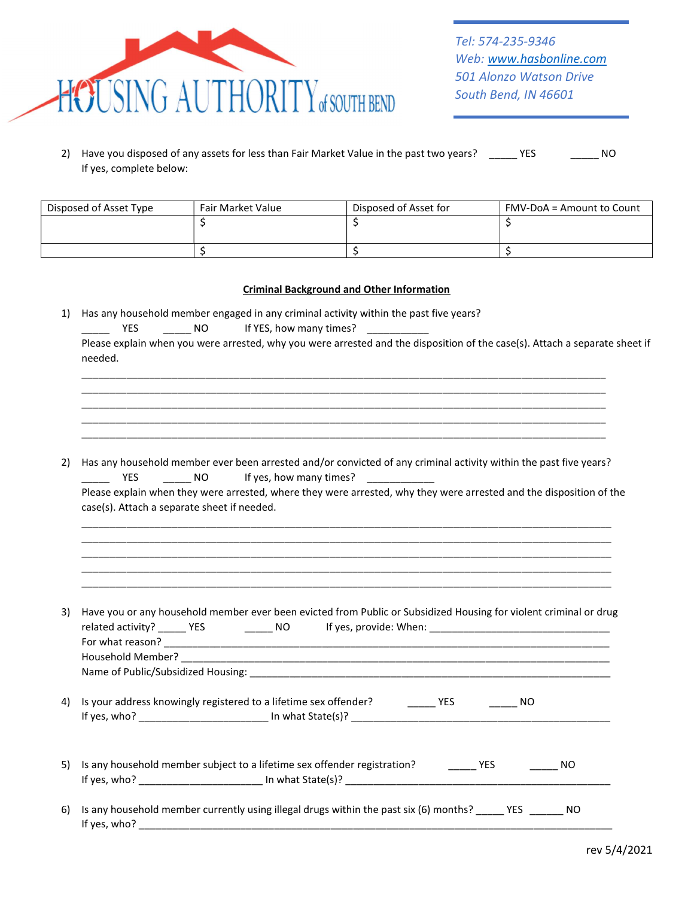HOUSING AUTHORITY of SOUTH BEND

*Tel: 574-235-9346*
*Web: www.hasbonline.com*
*501 Alonzo Watson Drive*
*South Bend, IN 46601*

2) Have you disposed of any assets for less than Fair Market Value in the past two years? _____ YES _____ NO
If yes, complete below:

| Disposed of Asset Type | Fair Market Value | Disposed of Asset for | FMV-DoA = Amount to Count |
|---|---|---|---|
| | $ | $ | $ |
| | $ | $ | $ |

**Criminal Background and Other Information**

1) Has any household member engaged in any criminal activity within the past five years?
_____ YES _____ NO If YES, how many times? ___________
Please explain when you were arrested, why you were arrested and the disposition of the case(s). Attach a separate sheet if needed.
_______________________________________________________________________________
_______________________________________________________________________________
_______________________________________________________________________________
_______________________________________________________________________________
_______________________________________________________________________________

2) Has any household member ever been arrested and/or convicted of any criminal activity within the past five years?
_____ YES _____ NO If yes, how many times? ____________
Please explain when they were arrested, where they were arrested, why they were arrested and the disposition of the case(s). Attach a separate sheet if needed.
_______________________________________________________________________________
_______________________________________________________________________________
_______________________________________________________________________________
_______________________________________________________________________________
_______________________________________________________________________________

3) Have you or any household member ever been evicted from Public or Subsidized Housing for violent criminal or drug related activity? _____ YES _____ NO If yes, provide: When: ________________________________
For what reason? _______________________________________________________________________
Household Member? ______________________________________________________________________
Name of Public/Subsidized Housing: _______________________________________________________

4) Is your address knowingly registered to a lifetime sex offender? _____ YES _____ NO
If yes, who? ______________________ In what State(s)? _____________________________________________

5) Is any household member subject to a lifetime sex offender registration? _____ YES _____ NO
If yes, who? _____________________ In what State(s)? _____________________________________________

6) Is any household member currently using illegal drugs within the past six (6) months? _____ YES ______ NO
If yes, who? ______________________________________________________________________________

rev 5/4/2021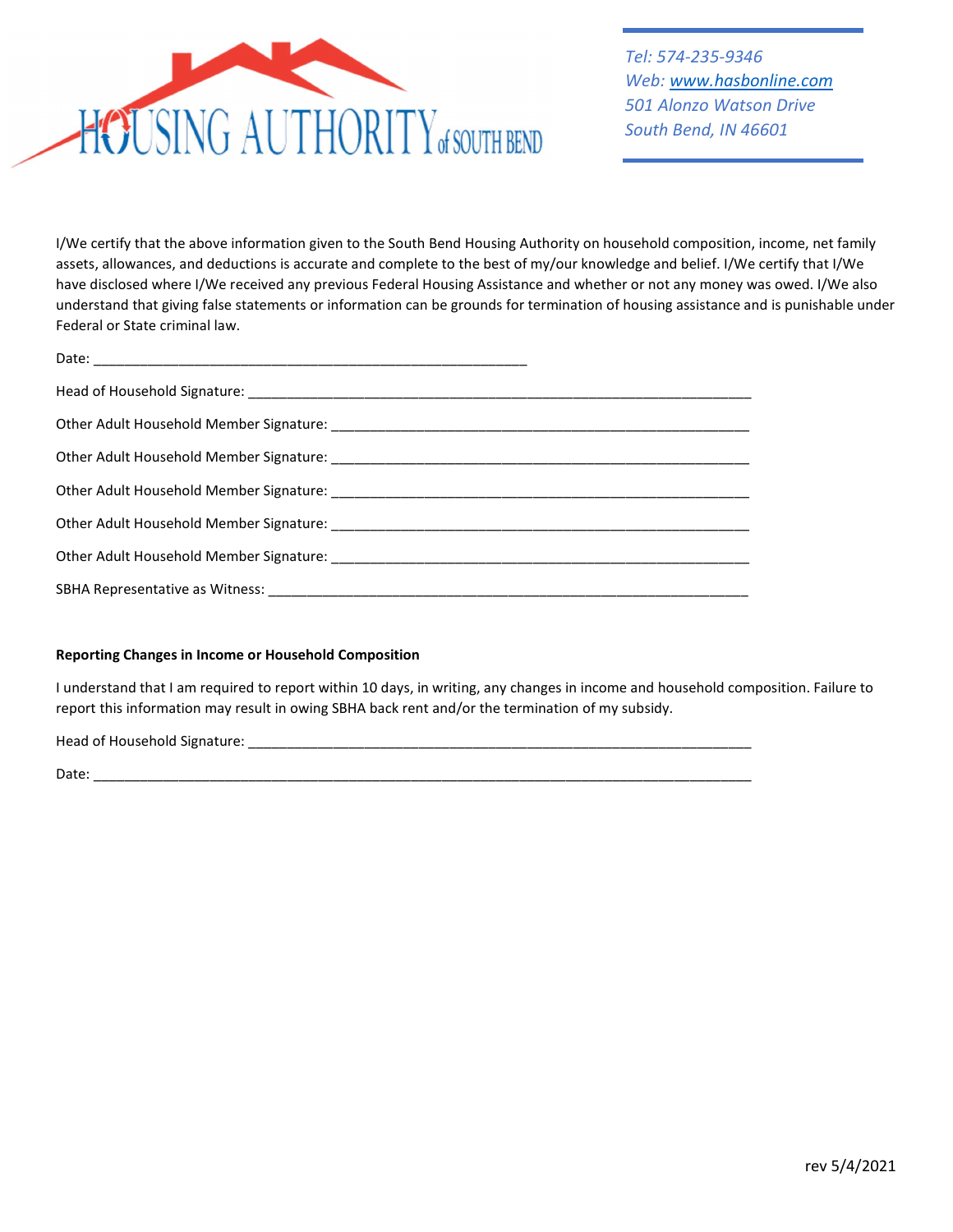Tel: 574-235-9346
Web: www.hasbonline.com
501 Alonzo Watson Drive
South Bend, IN 46601

I/We certify that the above information given to the South Bend Housing Authority on household composition, income, net family assets, allowances, and deductions is accurate and complete to the best of my/our knowledge and belief. I/We certify that I/We have disclosed where I/We received any previous Federal Housing Assistance and whether or not any money was owed. I/We also understand that giving false statements or information can be grounds for termination of housing assistance and is punishable under Federal or State criminal law.

Date: ___________________________________________________________

Head of Household Signature: ___________________________________________________________________

Other Adult Household Member Signature: _________________________________________________________

Other Adult Household Member Signature: _________________________________________________________

Other Adult Household Member Signature: _________________________________________________________

Other Adult Household Member Signature: _________________________________________________________

Other Adult Household Member Signature: _________________________________________________________

SBHA Representative as Witness: _________________________________________________________________

**Reporting Changes in Income or Household Composition**

I understand that I am required to report within 10 days, in writing, any changes in income and household composition. Failure to report this information may result in owing SBHA back rent and/or the termination of my subsidy.

Head of Household Signature: ___________________________________________________________________

Date: _________________________________________________________________________________________

rev 5/4/2021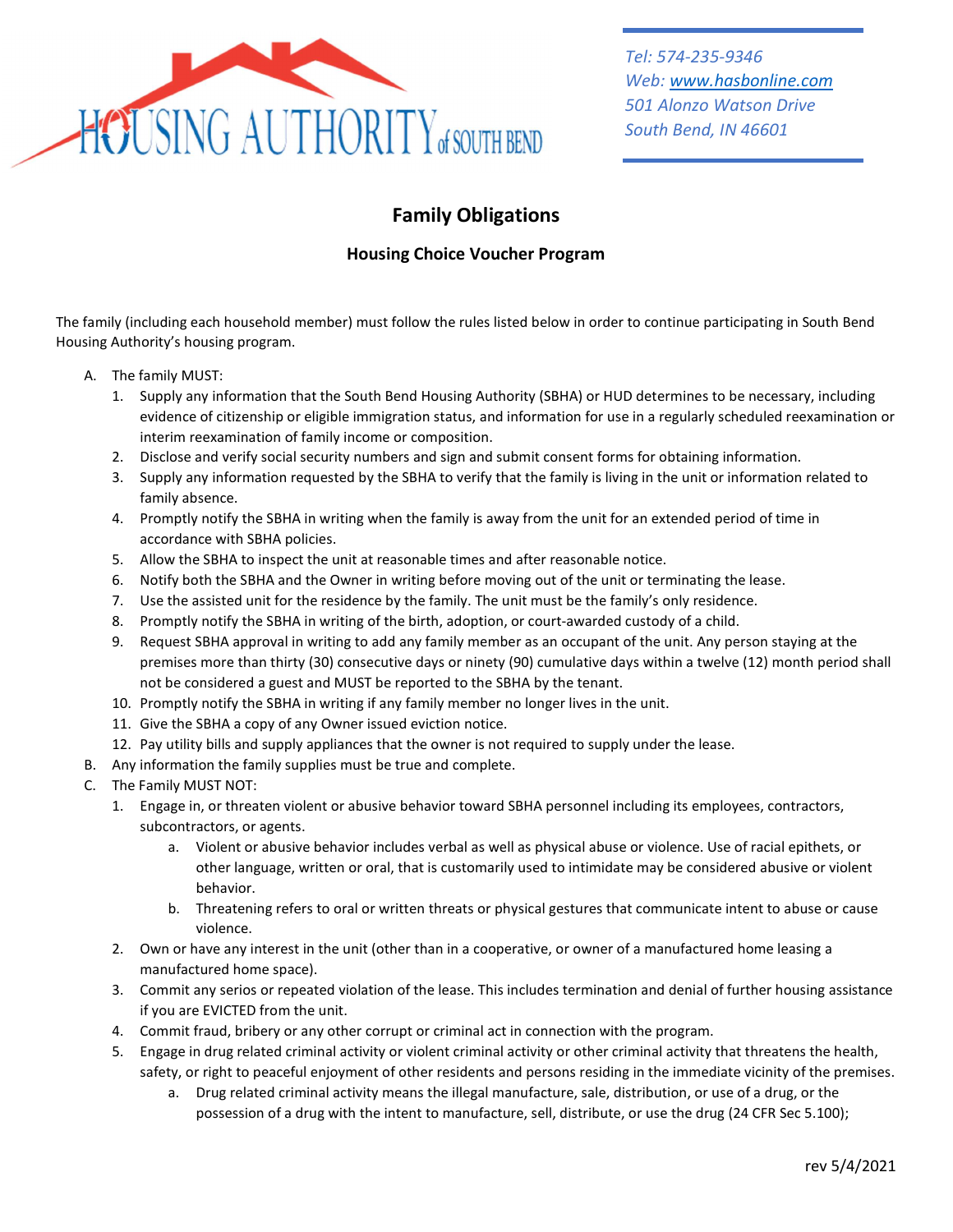Tel: 574-235-9346
Web: [www.hasbonline.com](http://www.hasbonline.com)
501 Alonzo Watson Drive
South Bend, IN 46601

# Family Obligations

## Housing Choice Voucher Program

The family (including each household member) must follow the rules listed below in order to continue participating in South Bend Housing Authority's housing program.

A. The family MUST:
   1. Supply any information that the South Bend Housing Authority (SBHA) or HUD determines to be necessary, including evidence of citizenship or eligible immigration status, and information for use in a regularly scheduled reexamination or interim reexamination of family income or composition.
   2. Disclose and verify social security numbers and sign and submit consent forms for obtaining information.
   3. Supply any information requested by the SBHA to verify that the family is living in the unit or information related to family absence.
   4. Promptly notify the SBHA in writing when the family is away from the unit for an extended period of time in accordance with SBHA policies.
   5. Allow the SBHA to inspect the unit at reasonable times and after reasonable notice.
   6. Notify both the SBHA and the Owner in writing before moving out of the unit or terminating the lease.
   7. Use the assisted unit for the residence by the family. The unit must be the family's only residence.
   8. Promptly notify the SBHA in writing of the birth, adoption, or court-awarded custody of a child.
   9. Request SBHA approval in writing to add any family member as an occupant of the unit. Any person staying at the premises more than thirty (30) consecutive days or ninety (90) cumulative days within a twelve (12) month period shall not be considered a guest and MUST be reported to the SBHA by the tenant.
   10. Promptly notify the SBHA in writing if any family member no longer lives in the unit.
   11. Give the SBHA a copy of any Owner issued eviction notice.
   12. Pay utility bills and supply appliances that the owner is not required to supply under the lease.

B. Any information the family supplies must be true and complete.

C. The Family MUST NOT:
   1. Engage in, or threaten violent or abusive behavior toward SBHA personnel including its employees, contractors, subcontractors, or agents.
      a. Violent or abusive behavior includes verbal as well as physical abuse or violence. Use of racial epithets, or other language, written or oral, that is customarily used to intimidate may be considered abusive or violent behavior.
      b. Threatening refers to oral or written threats or physical gestures that communicate intent to abuse or cause violence.
   2. Own or have any interest in the unit (other than in a cooperative, or owner of a manufactured home leasing a manufactured home space).
   3. Commit any serios or repeated violation of the lease. This includes termination and denial of further housing assistance if you are EVICTED from the unit.
   4. Commit fraud, bribery or any other corrupt or criminal act in connection with the program.
   5. Engage in drug related criminal activity or violent criminal activity or other criminal activity that threatens the health, safety, or right to peaceful enjoyment of other residents and persons residing in the immediate vicinity of the premises.
      a. Drug related criminal activity means the illegal manufacture, sale, distribution, or use of a drug, or the possession of a drug with the intent to manufacture, sell, distribute, or use the drug (24 CFR Sec 5.100);

rev 5/4/2021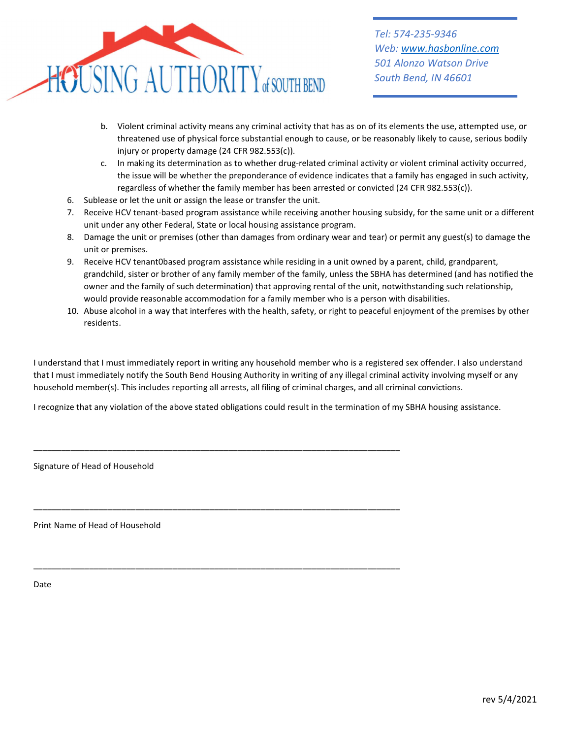b. Violent criminal activity means any criminal activity that has as on of its elements the use, attempted use, or threatened use of physical force substantial enough to cause, or be reasonably likely to cause, serious bodily injury or property damage (24 CFR 982.553(c)).
   c. In making its determination as to whether drug-related criminal activity or violent criminal activity occurred, the issue will be whether the preponderance of evidence indicates that a family has engaged in such activity, regardless of whether the family member has been arrested or convicted (24 CFR 982.553(c)).

6. Sublease or let the unit or assign the lease or transfer the unit.
7. Receive HCV tenant-based program assistance while receiving another housing subsidy, for the same unit or a different unit under any other Federal, State or local housing assistance program.
8. Damage the unit or premises (other than damages from ordinary wear and tear) or permit any guest(s) to damage the unit or premises.
9. Receive HCV tenant0based program assistance while residing in a unit owned by a parent, child, grandparent, grandchild, sister or brother of any family member of the family, unless the SBHA has determined (and has notified the owner and the family of such determination) that approving rental of the unit, notwithstanding such relationship, would provide reasonable accommodation for a family member who is a person with disabilities.
10. Abuse alcohol in a way that interferes with the health, safety, or right to peaceful enjoyment of the premises by other residents.

I understand that I must immediately report in writing any household member who is a registered sex offender. I also understand that I must immediately notify the South Bend Housing Authority in writing of any illegal criminal activity involving myself or any household member(s). This includes reporting all arrests, all filing of criminal charges, and all criminal convictions.

I recognize that any violation of the above stated obligations could result in the termination of my SBHA housing assistance.

\_\_\_\_\_\_\_\_\_\_\_\_\_\_\_\_\_\_\_\_\_\_\_\_\_\_\_\_\_\_\_\_\_\_\_\_\_\_\_\_\_\_\_\_\_\_\_\_\_\_\_\_\_\_\_\_\_\_\_\_

Signature of Head of Household

\_\_\_\_\_\_\_\_\_\_\_\_\_\_\_\_\_\_\_\_\_\_\_\_\_\_\_\_\_\_\_\_\_\_\_\_\_\_\_\_\_\_\_\_\_\_\_\_\_\_\_\_\_\_\_\_\_\_\_\_

Print Name of Head of Household

\_\_\_\_\_\_\_\_\_\_\_\_\_\_\_\_\_\_\_\_\_\_\_\_\_\_\_\_\_\_\_\_\_\_\_\_\_\_\_\_\_\_\_\_\_\_\_\_\_\_\_\_\_\_\_\_\_\_\_\_

Date

rev 5/4/2021